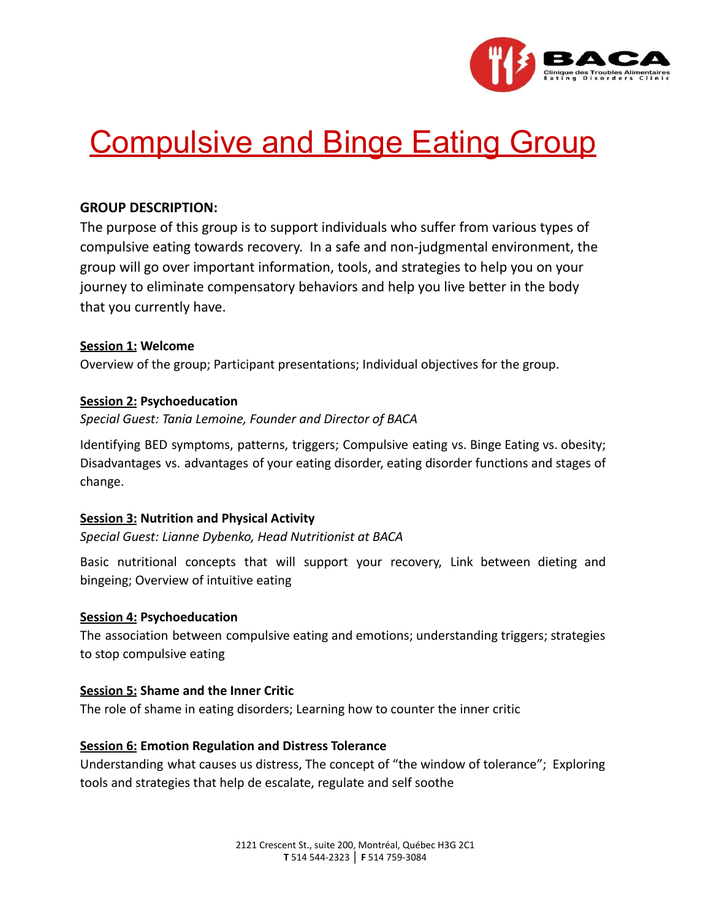# Compulsive and Binge Eating Group

**GROUP DESCRIPTION:**

The purpose of this group is to support individuals who suffer from various types of compulsive eating towards recovery. In a safe and non-judgmental environment, the group will go over important information, tools, and strategies to help you on your journey to eliminate compensatory behaviors and help you live better in the body that you currently have.

**Session 1: Welcome**

Overview of the group; Participant presentations; Individual objectives for the group.

**Session 2: Psychoeducation**

*Special Guest: Tania Lemoine, Founder and Director of BACA*

Identifying BED symptoms, patterns, triggers; Compulsive eating vs. Binge Eating vs. obesity; Disadvantages vs. advantages of your eating disorder, eating disorder functions and stages of change.

**Session 3: Nutrition and Physical Activity**

*Special Guest: Lianne Dybenko, Head Nutritionist at BACA*

Basic nutritional concepts that will support your recovery, Link between dieting and bingeing; Overview of intuitive eating

**Session 4: Psychoeducation**

The association between compulsive eating and emotions; understanding triggers; strategies to stop compulsive eating

**Session 5: Shame and the Inner Critic**

The role of shame in eating disorders; Learning how to counter the inner critic

**Session 6: Emotion Regulation and Distress Tolerance**

Understanding what causes us distress, The concept of "the window of tolerance"; Exploring tools and strategies that help de escalate, regulate and self soothe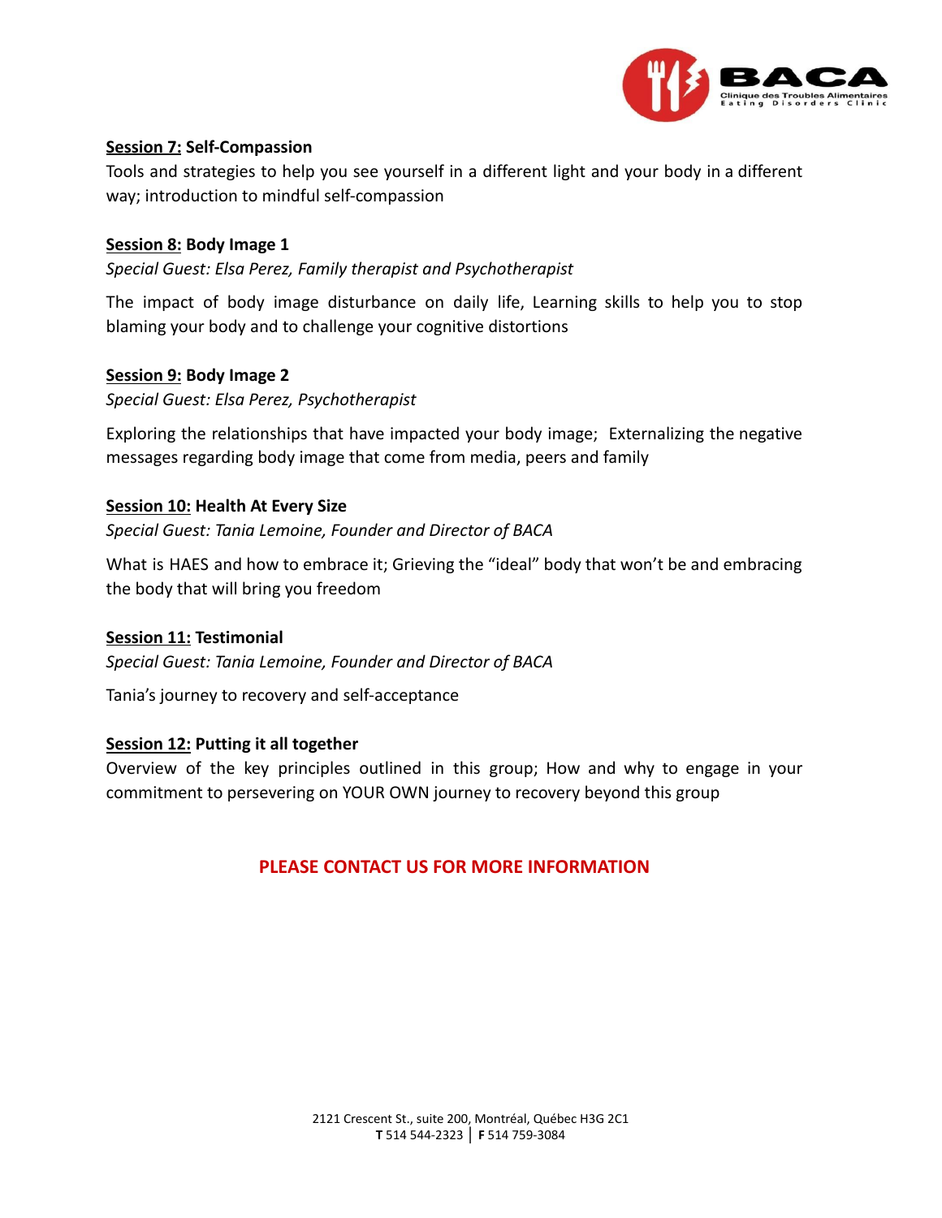**Session 7: Self-Compassion**

Tools and strategies to help you see yourself in a different light and your body in a different way; introduction to mindful self-compassion

**Session 8: Body Image 1**

*Special Guest: Elsa Perez, Family therapist and Psychotherapist*

The impact of body image disturbance on daily life, Learning skills to help you to stop blaming your body and to challenge your cognitive distortions

**Session 9: Body Image 2**

*Special Guest: Elsa Perez, Psychotherapist*

Exploring the relationships that have impacted your body image; Externalizing the negative messages regarding body image that come from media, peers and family

**Session 10: Health At Every Size**

*Special Guest: Tania Lemoine, Founder and Director of BACA*

What is HAES and how to embrace it; Grieving the "ideal" body that won't be and embracing the body that will bring you freedom

**Session 11: Testimonial**

*Special Guest: Tania Lemoine, Founder and Director of BACA*

Tania's journey to recovery and self-acceptance

**Session 12: Putting it all together**

Overview of the key principles outlined in this group; How and why to engage in your commitment to persevering on YOUR OWN journey to recovery beyond this group

**PLEASE CONTACT US FOR MORE INFORMATION**

2121 Crescent St., suite 200, Montréal, Québec H3G 2C1
**T** 514 544-2323 | **F** 514 759-3084